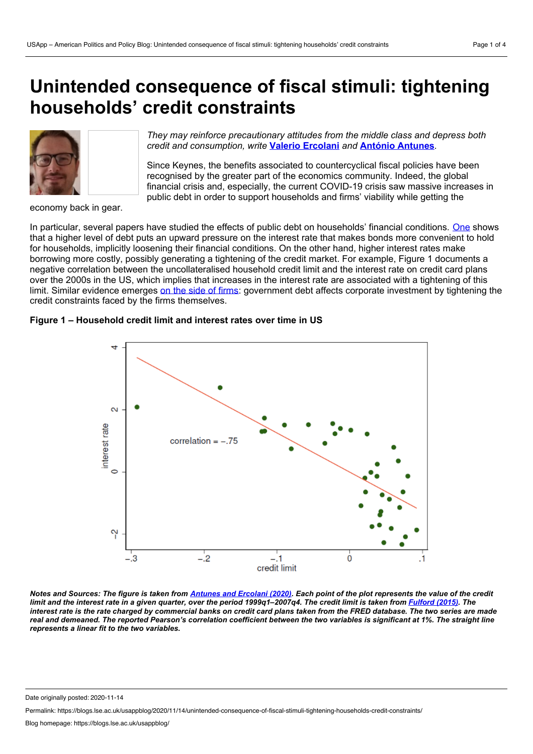# Unintended consequence of fiscal stimuli: tightening households' credit constraints

*They may reinforce precautionary attitudes from the middle class and depress both credit and consumption, write* **Valerio Ercolani** *and* **António Antunes**.

Since Keynes, the benefits associated to countercyclical fiscal policies have been recognised by the greater part of the economics community. Indeed, the global financial crisis and, especially, the current COVID-19 crisis saw massive increases in public debt in order to support households and firms' viability while getting the economy back in gear.

In particular, several papers have studied the effects of public debt on households' financial conditions. One shows that a higher level of debt puts an upward pressure on the interest rate that makes bonds more convenient to hold for households, implicitly loosening their financial conditions. On the other hand, higher interest rates make borrowing more costly, possibly generating a tightening of the credit market. For example, Figure 1 documents a negative correlation between the uncollateralised household credit limit and the interest rate on credit card plans over the 2000s in the US, which implies that increases in the interest rate are associated with a tightening of this limit. Similar evidence emerges on the side of firms: government debt affects corporate investment by tightening the credit constraints faced by the firms themselves.

**Figure 1 – Household credit limit and interest rates over time in US**

***Notes and Sources: The figure is taken from Antunes and Ercolani (2020). Each point of the plot represents the value of the credit limit and the interest rate in a given quarter, over the period 1999q1–2007q4. The credit limit is taken from Fulford (2015). The interest rate is the rate charged by commercial banks on credit card plans taken from the FRED database. The two series are made real and demeaned. The reported Pearson's correlation coefficient between the two variables is significant at 1%. The straight line represents a linear fit to the two variables.***

Date originally posted: 2020-11-14

Permalink: https://blogs.lse.ac.uk/usappblog/2020/11/14/unintended-consequence-of-fiscal-stimuli-tightening-households-credit-constraints/

Blog homepage: https://blogs.lse.ac.uk/usappblog/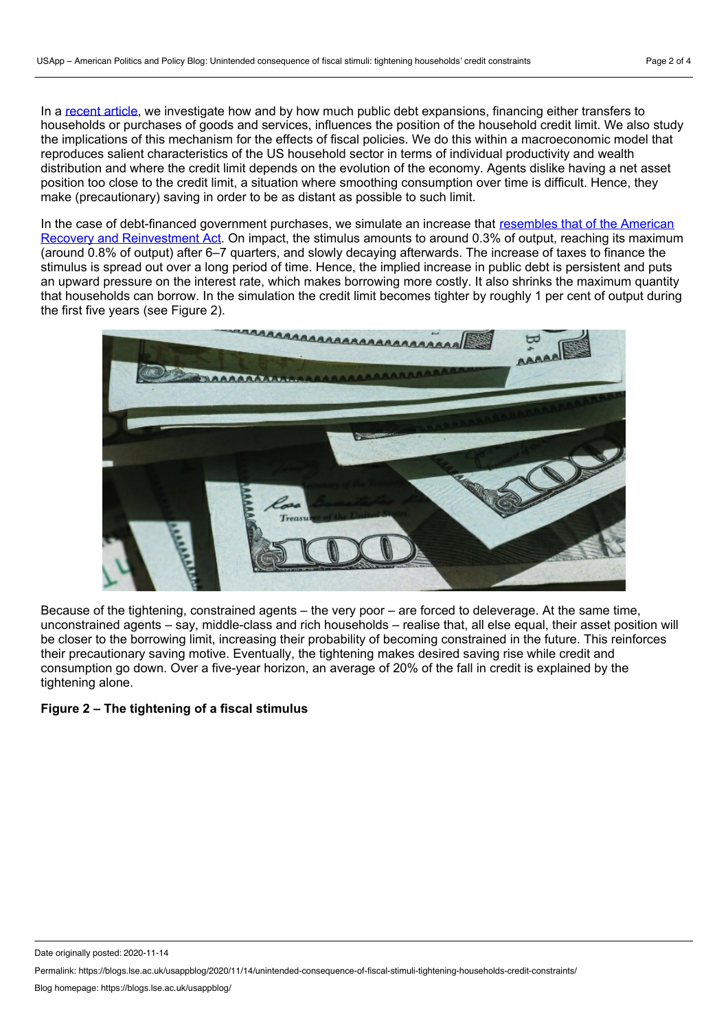In a recent article, we investigate how and by how much public debt expansions, financing either transfers to households or purchases of goods and services, influences the position of the household credit limit. We also study the implications of this mechanism for the effects of fiscal policies. We do this within a macroeconomic model that reproduces salient characteristics of the US household sector in terms of individual productivity and wealth distribution and where the credit limit depends on the evolution of the economy. Agents dislike having a net asset position too close to the credit limit, a situation where smoothing consumption over time is difficult. Hence, they make (precautionary) saving in order to be as distant as possible to such limit.

In the case of debt-financed government purchases, we simulate an increase that resembles that of the American Recovery and Reinvestment Act. On impact, the stimulus amounts to around 0.3% of output, reaching its maximum (around 0.8% of output) after 6–7 quarters, and slowly decaying afterwards. The increase of taxes to finance the stimulus is spread out over a long period of time. Hence, the implied increase in public debt is persistent and puts an upward pressure on the interest rate, which makes borrowing more costly. It also shrinks the maximum quantity that households can borrow. In the simulation the credit limit becomes tighter by roughly 1 per cent of output during the first five years (see Figure 2).

Because of the tightening, constrained agents – the very poor – are forced to deleverage. At the same time, unconstrained agents – say, middle-class and rich households – realise that, all else equal, their asset position will be closer to the borrowing limit, increasing their probability of becoming constrained in the future. This reinforces their precautionary saving motive. Eventually, the tightening makes desired saving rise while credit and consumption go down. Over a five-year horizon, an average of 20% of the fall in credit is explained by the tightening alone.

**Figure 2 – The tightening of a fiscal stimulus**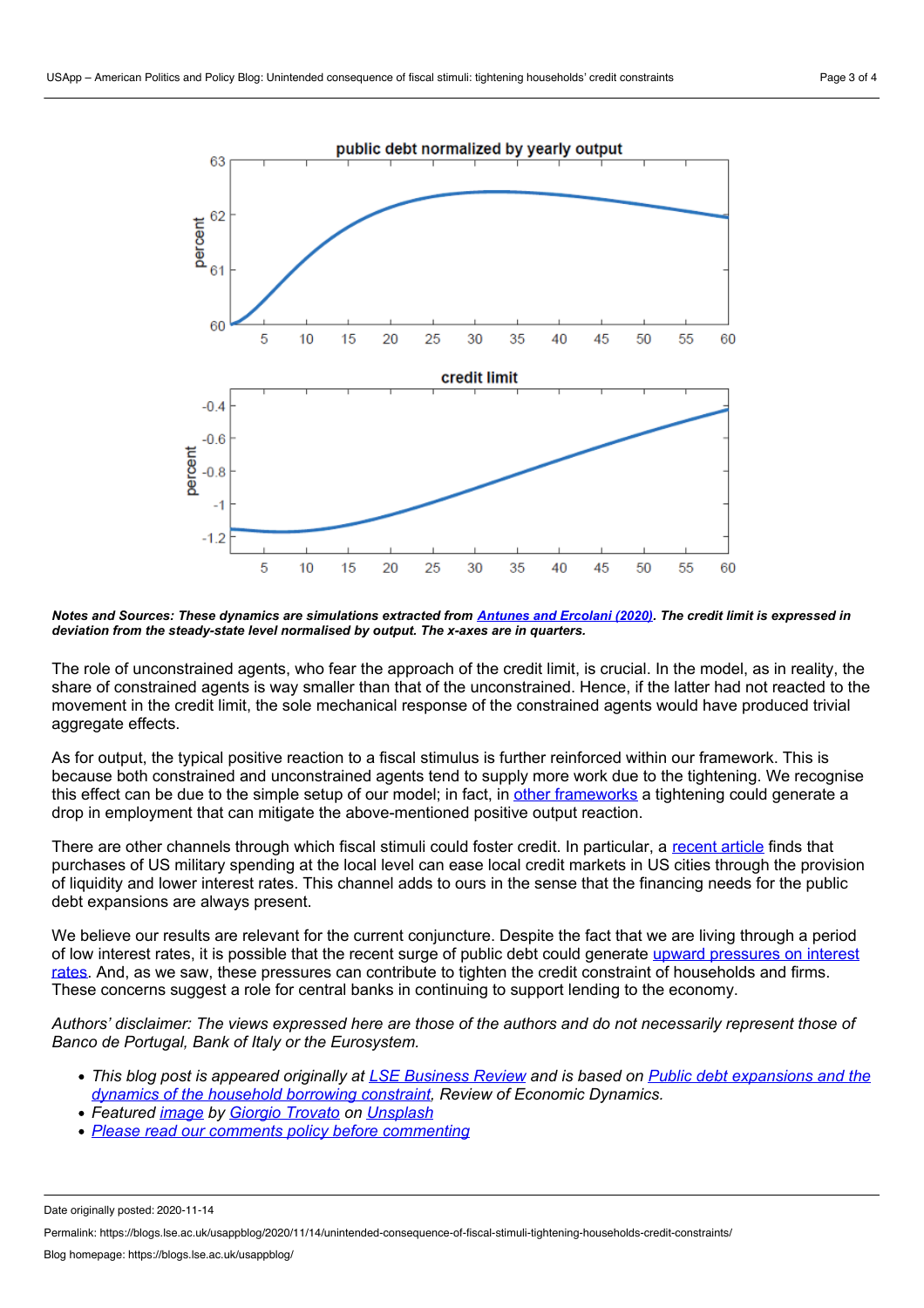*Notes and Sources: These dynamics are simulations extracted from [Antunes and Ercolani (2020)](). The credit limit is expressed in deviation from the steady-state level normalised by output. The x-axes are in quarters.*

The role of unconstrained agents, who fear the approach of the credit limit, is crucial. In the model, as in reality, the share of constrained agents is way smaller than that of the unconstrained. Hence, if the latter had not reacted to the movement in the credit limit, the sole mechanical response of the constrained agents would have produced trivial aggregate effects.

As for output, the typical positive reaction to a fiscal stimulus is further reinforced within our framework. This is because both constrained and unconstrained agents tend to supply more work due to the tightening. We recognise this effect can be due to the simple setup of our model; in fact, in [other frameworks]() a tightening could generate a drop in employment that can mitigate the above-mentioned positive output reaction.

There are other channels through which fiscal stimuli could foster credit. In particular, a [recent article]() finds that purchases of US military spending at the local level can ease local credit markets in US cities through the provision of liquidity and lower interest rates. This channel adds to ours in the sense that the financing needs for the public debt expansions are always present.

We believe our results are relevant for the current conjuncture. Despite the fact that we are living through a period of low interest rates, it is possible that the recent surge of public debt could generate [upward pressures on interest rates](). And, as we saw, these pressures can contribute to tighten the credit constraint of households and firms. These concerns suggest a role for central banks in continuing to support lending to the economy.

*Authors' disclaimer: The views expressed here are those of the authors and do not necessarily represent those of Banco de Portugal, Bank of Italy or the Eurosystem.*

- *This blog post is appeared originally at [LSE Business Review]() and is based on [Public debt expansions and the dynamics of the household borrowing constraint](), Review of Economic Dynamics.*
- *Featured [image]() by [Giorgio Trovato]() on [Unsplash]()*
- *[Please read our comments policy before commenting]()*

Date originally posted: 2020-11-14

Permalink: https://blogs.lse.ac.uk/usappblog/2020/11/14/unintended-consequence-of-fiscal-stimuli-tightening-households-credit-constraints/

Blog homepage: https://blogs.lse.ac.uk/usappblog/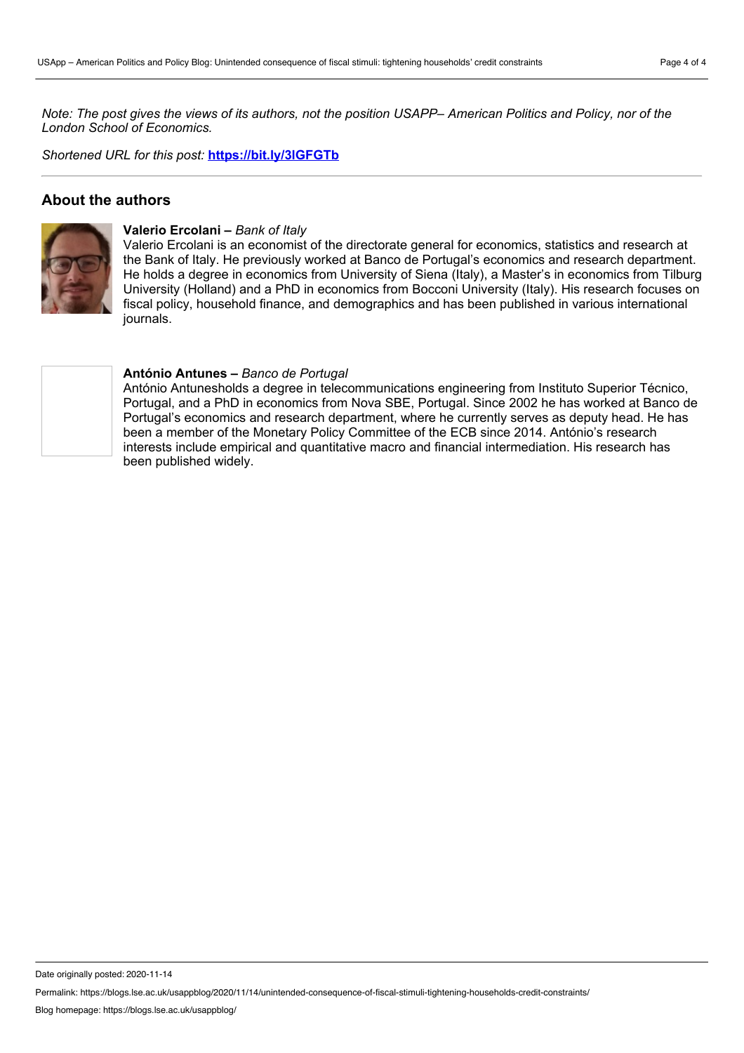*Note: The post gives the views of its authors, not the position USAPP– American Politics and Policy, nor of the London School of Economics.*

*Shortened URL for this post:* **https://bit.ly/3lGFGTb**

## About the authors

**Valerio Ercolani –** *Bank of Italy*
Valerio Ercolani is an economist of the directorate general for economics, statistics and research at the Bank of Italy. He previously worked at Banco de Portugal's economics and research department. He holds a degree in economics from University of Siena (Italy), a Master's in economics from Tilburg University (Holland) and a PhD in economics from Bocconi University (Italy). His research focuses on fiscal policy, household finance, and demographics and has been published in various international journals.

**António Antunes –** *Banco de Portugal*
António Antunesholds a degree in telecommunications engineering from Instituto Superior Técnico, Portugal, and a PhD in economics from Nova SBE, Portugal. Since 2002 he has worked at Banco de Portugal's economics and research department, where he currently serves as deputy head. He has been a member of the Monetary Policy Committee of the ECB since 2014. António's research interests include empirical and quantitative macro and financial intermediation. His research has been published widely.